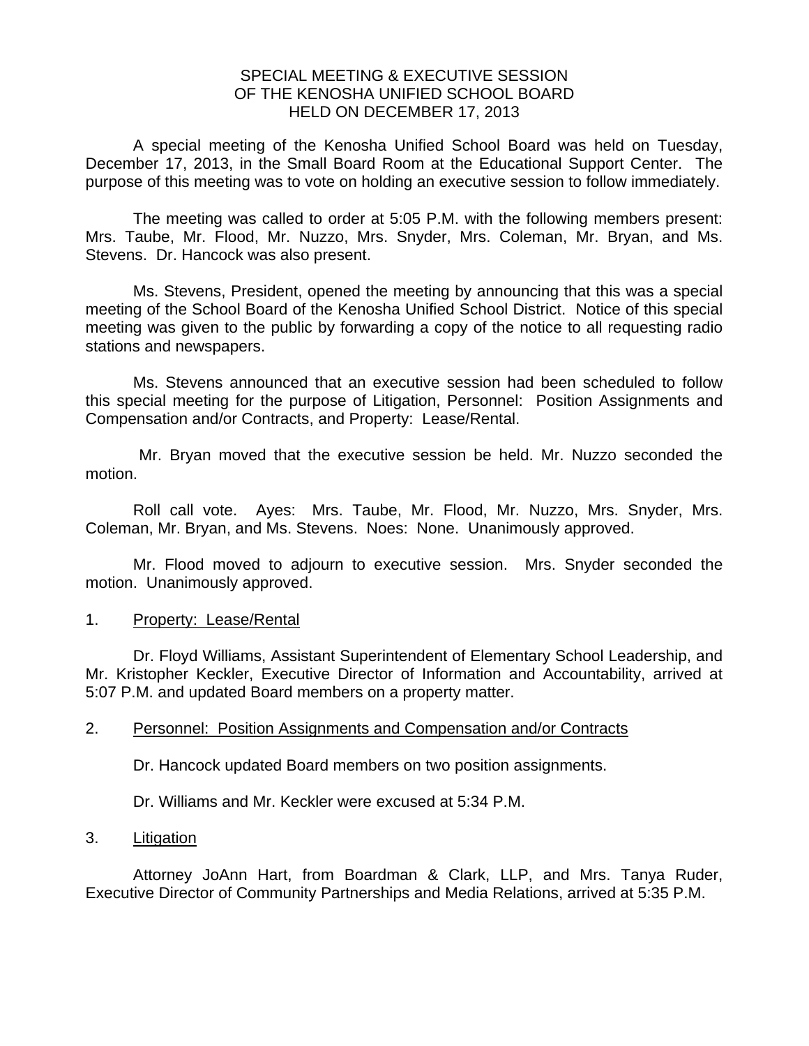# SPECIAL MEETING & EXECUTIVE SESSION OF THE KENOSHA UNIFIED SCHOOL BOARD HELD ON DECEMBER 17, 2013

A special meeting of the Kenosha Unified School Board was held on Tuesday, December 17, 2013, in the Small Board Room at the Educational Support Center. The purpose of this meeting was to vote on holding an executive session to follow immediately.

The meeting was called to order at 5:05 P.M. with the following members present: Mrs. Taube, Mr. Flood, Mr. Nuzzo, Mrs. Snyder, Mrs. Coleman, Mr. Bryan, and Ms. Stevens. Dr. Hancock was also present.

Ms. Stevens, President, opened the meeting by announcing that this was a special meeting of the School Board of the Kenosha Unified School District. Notice of this special meeting was given to the public by forwarding a copy of the notice to all requesting radio stations and newspapers.

Ms. Stevens announced that an executive session had been scheduled to follow this special meeting for the purpose of Litigation, Personnel: Position Assignments and Compensation and/or Contracts, and Property: Lease/Rental.

Mr. Bryan moved that the executive session be held. Mr. Nuzzo seconded the motion.

Roll call vote. Ayes: Mrs. Taube, Mr. Flood, Mr. Nuzzo, Mrs. Snyder, Mrs. Coleman, Mr. Bryan, and Ms. Stevens. Noes: None. Unanimously approved.

Mr. Flood moved to adjourn to executive session. Mrs. Snyder seconded the motion. Unanimously approved.

1. Property: Lease/Rental

Dr. Floyd Williams, Assistant Superintendent of Elementary School Leadership, and Mr. Kristopher Keckler, Executive Director of Information and Accountability, arrived at 5:07 P.M. and updated Board members on a property matter.

2. Personnel: Position Assignments and Compensation and/or Contracts

Dr. Hancock updated Board members on two position assignments.

Dr. Williams and Mr. Keckler were excused at 5:34 P.M.

3. Litigation

Attorney JoAnn Hart, from Boardman & Clark, LLP, and Mrs. Tanya Ruder, Executive Director of Community Partnerships and Media Relations, arrived at 5:35 P.M.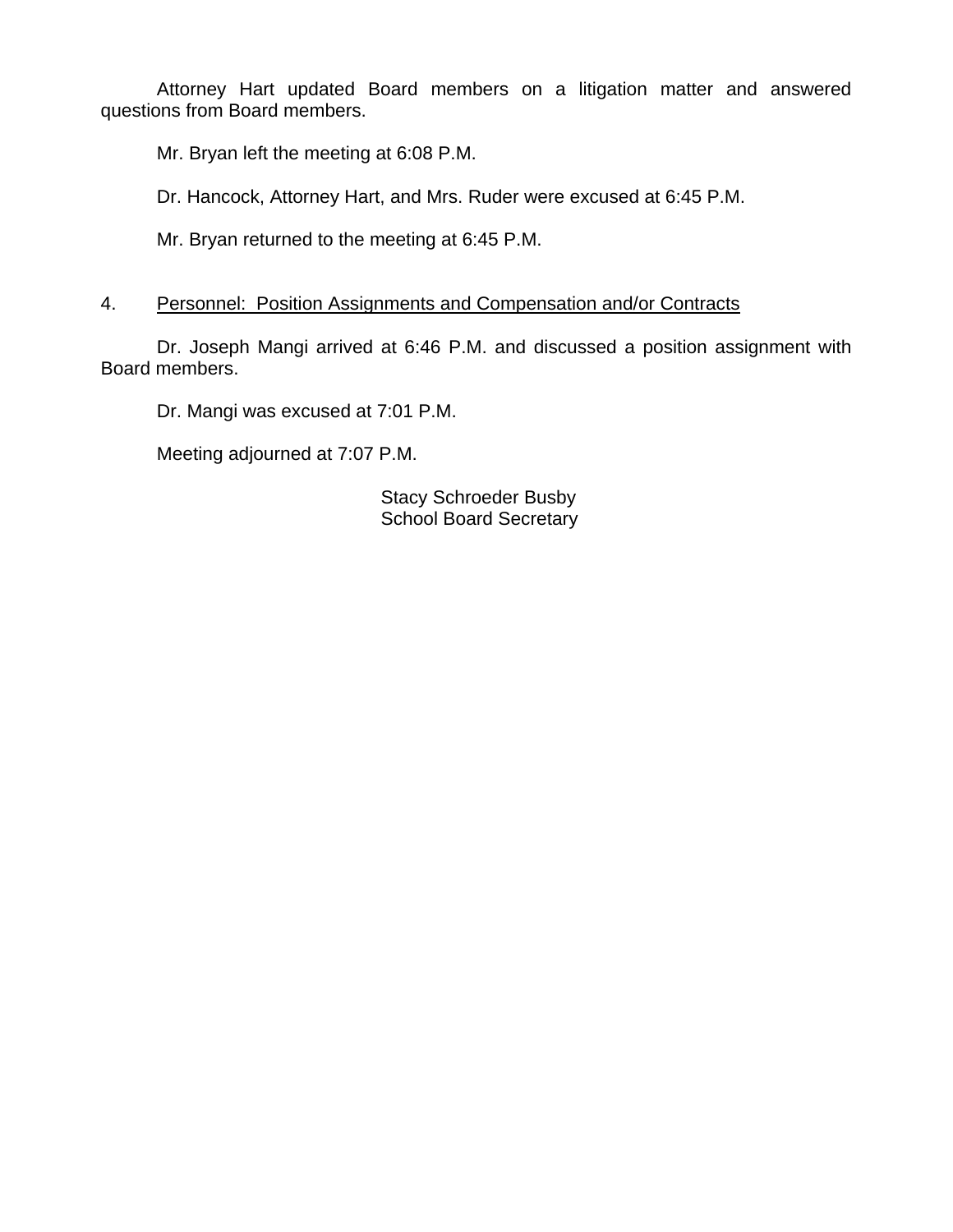Attorney Hart updated Board members on a litigation matter and answered questions from Board members.

Mr. Bryan left the meeting at 6:08 P.M.

Dr. Hancock, Attorney Hart, and Mrs. Ruder were excused at 6:45 P.M.

Mr. Bryan returned to the meeting at 6:45 P.M.

4. <u>Personnel: Position Assignments and Compensation and/or Contracts</u>

Dr. Joseph Mangi arrived at 6:46 P.M. and discussed a position assignment with Board members.

Dr. Mangi was excused at 7:01 P.M.

Meeting adjourned at 7:07 P.M.

Stacy Schroeder Busby
School Board Secretary